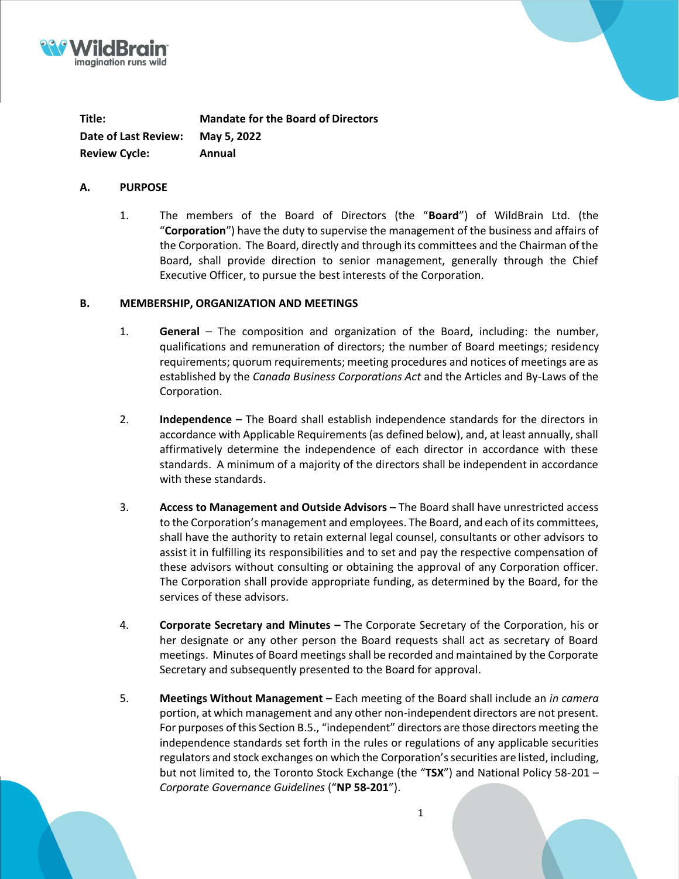**Title:** **Mandate for the Board of Directors**

**Date of Last Review:** **May 5, 2022**

**Review Cycle:** **Annual**

## A. PURPOSE

1. The members of the Board of Directors (the "**Board**") of WildBrain Ltd. (the "**Corporation**") have the duty to supervise the management of the business and affairs of the Corporation. The Board, directly and through its committees and the Chairman of the Board, shall provide direction to senior management, generally through the Chief Executive Officer, to pursue the best interests of the Corporation.

## B. MEMBERSHIP, ORGANIZATION AND MEETINGS

1. **General** – The composition and organization of the Board, including: the number, qualifications and remuneration of directors; the number of Board meetings; residency requirements; quorum requirements; meeting procedures and notices of meetings are as established by the *Canada Business Corporations Act* and the Articles and By-Laws of the Corporation.

2. **Independence –** The Board shall establish independence standards for the directors in accordance with Applicable Requirements (as defined below), and, at least annually, shall affirmatively determine the independence of each director in accordance with these standards. A minimum of a majority of the directors shall be independent in accordance with these standards.

3. **Access to Management and Outside Advisors –** The Board shall have unrestricted access to the Corporation's management and employees. The Board, and each of its committees, shall have the authority to retain external legal counsel, consultants or other advisors to assist it in fulfilling its responsibilities and to set and pay the respective compensation of these advisors without consulting or obtaining the approval of any Corporation officer. The Corporation shall provide appropriate funding, as determined by the Board, for the services of these advisors.

4. **Corporate Secretary and Minutes –** The Corporate Secretary of the Corporation, his or her designate or any other person the Board requests shall act as secretary of Board meetings. Minutes of Board meetings shall be recorded and maintained by the Corporate Secretary and subsequently presented to the Board for approval.

5. **Meetings Without Management –** Each meeting of the Board shall include an *in camera* portion, at which management and any other non-independent directors are not present. For purposes of this Section B.5., "independent" directors are those directors meeting the independence standards set forth in the rules or regulations of any applicable securities regulators and stock exchanges on which the Corporation's securities are listed, including, but not limited to, the Toronto Stock Exchange (the "**TSX**") and National Policy 58-201 – *Corporate Governance Guidelines* ("**NP 58-201**").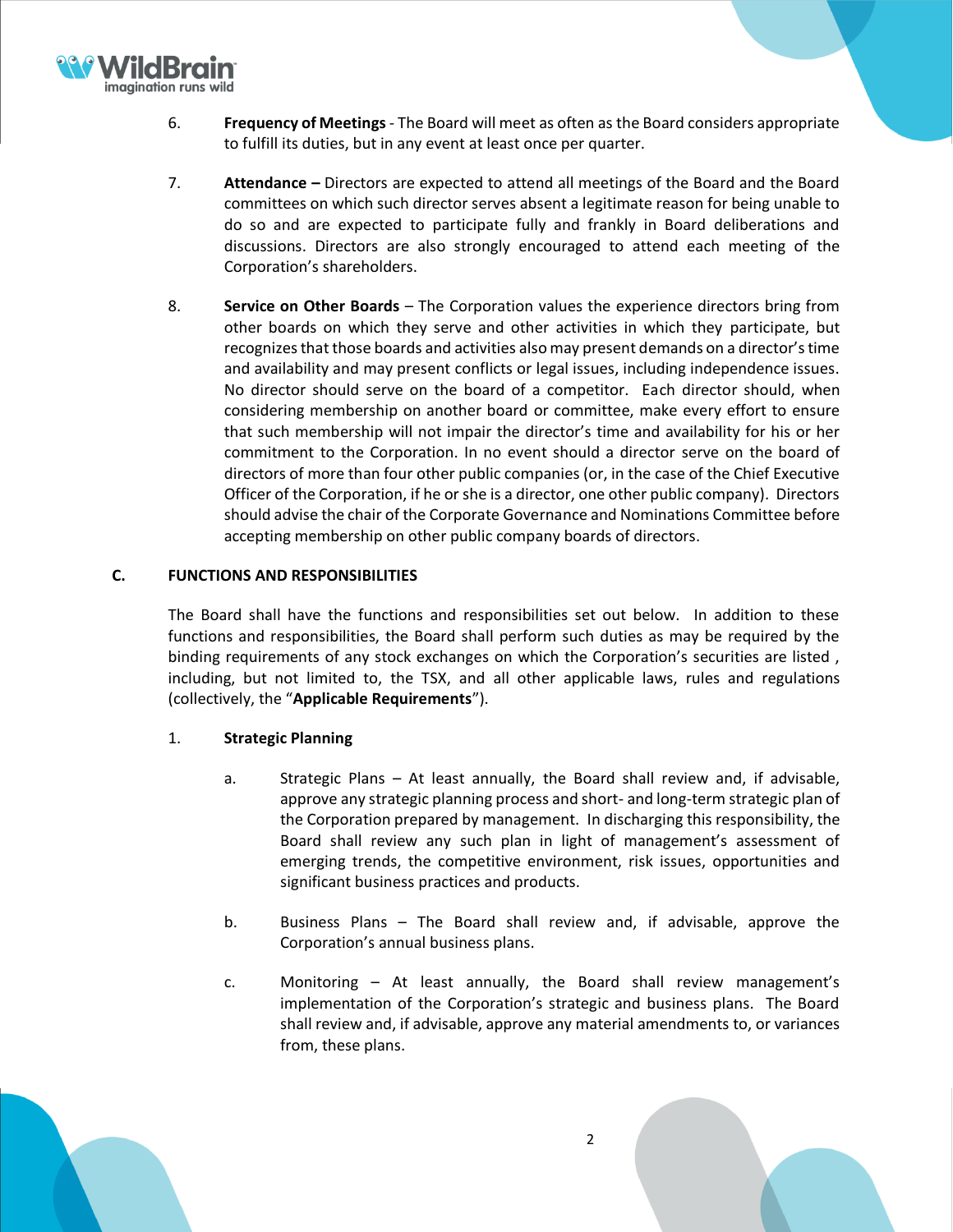6. **Frequency of Meetings** - The Board will meet as often as the Board considers appropriate to fulfill its duties, but in any event at least once per quarter.

7. **Attendance –** Directors are expected to attend all meetings of the Board and the Board committees on which such director serves absent a legitimate reason for being unable to do so and are expected to participate fully and frankly in Board deliberations and discussions. Directors are also strongly encouraged to attend each meeting of the Corporation's shareholders.

8. **Service on Other Boards** – The Corporation values the experience directors bring from other boards on which they serve and other activities in which they participate, but recognizes that those boards and activities also may present demands on a director's time and availability and may present conflicts or legal issues, including independence issues. No director should serve on the board of a competitor. Each director should, when considering membership on another board or committee, make every effort to ensure that such membership will not impair the director's time and availability for his or her commitment to the Corporation. In no event should a director serve on the board of directors of more than four other public companies (or, in the case of the Chief Executive Officer of the Corporation, if he or she is a director, one other public company). Directors should advise the chair of the Corporate Governance and Nominations Committee before accepting membership on other public company boards of directors.

## C. FUNCTIONS AND RESPONSIBILITIES

The Board shall have the functions and responsibilities set out below. In addition to these functions and responsibilities, the Board shall perform such duties as may be required by the binding requirements of any stock exchanges on which the Corporation's securities are listed , including, but not limited to, the TSX, and all other applicable laws, rules and regulations (collectively, the "**Applicable Requirements**").

1. **Strategic Planning**

   a. Strategic Plans – At least annually, the Board shall review and, if advisable, approve any strategic planning process and short- and long-term strategic plan of the Corporation prepared by management. In discharging this responsibility, the Board shall review any such plan in light of management's assessment of emerging trends, the competitive environment, risk issues, opportunities and significant business practices and products.

   b. Business Plans – The Board shall review and, if advisable, approve the Corporation's annual business plans.

   c. Monitoring – At least annually, the Board shall review management's implementation of the Corporation's strategic and business plans. The Board shall review and, if advisable, approve any material amendments to, or variances from, these plans.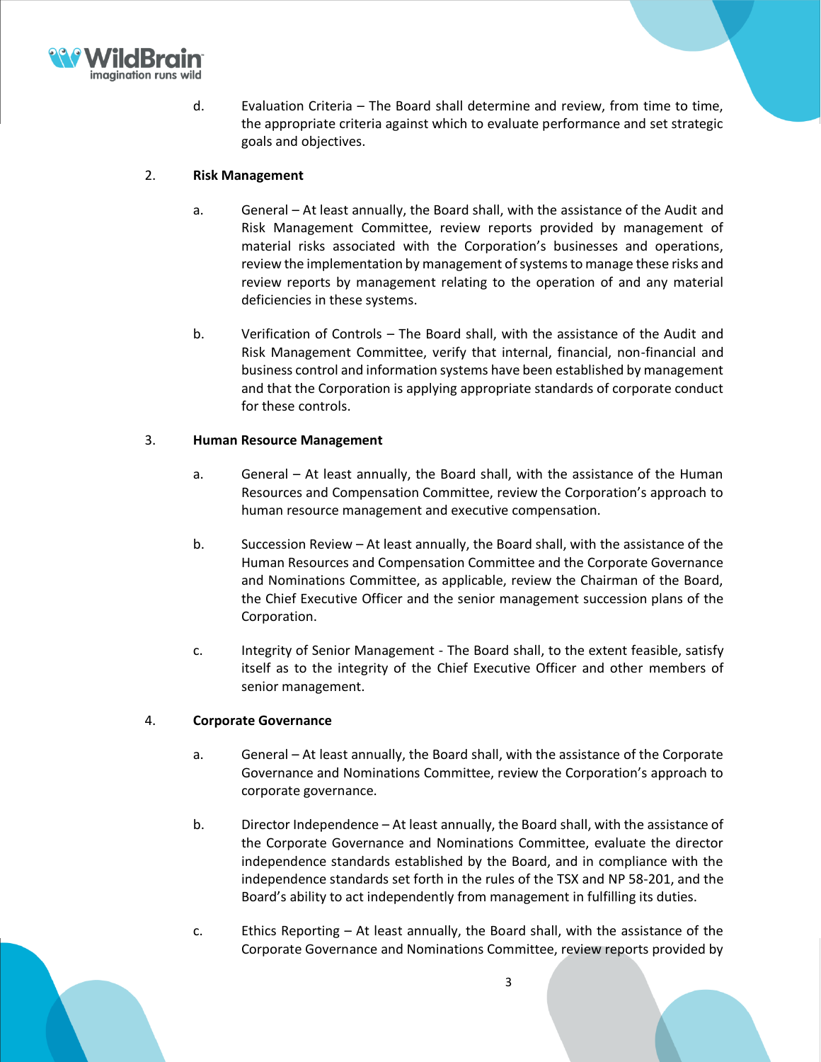d. Evaluation Criteria – The Board shall determine and review, from time to time, the appropriate criteria against which to evaluate performance and set strategic goals and objectives.

2. **Risk Management**

a. General – At least annually, the Board shall, with the assistance of the Audit and Risk Management Committee, review reports provided by management of material risks associated with the Corporation's businesses and operations, review the implementation by management of systems to manage these risks and review reports by management relating to the operation of and any material deficiencies in these systems.

b. Verification of Controls – The Board shall, with the assistance of the Audit and Risk Management Committee, verify that internal, financial, non-financial and business control and information systems have been established by management and that the Corporation is applying appropriate standards of corporate conduct for these controls.

3. **Human Resource Management**

a. General – At least annually, the Board shall, with the assistance of the Human Resources and Compensation Committee, review the Corporation's approach to human resource management and executive compensation.

b. Succession Review – At least annually, the Board shall, with the assistance of the Human Resources and Compensation Committee and the Corporate Governance and Nominations Committee, as applicable, review the Chairman of the Board, the Chief Executive Officer and the senior management succession plans of the Corporation.

c. Integrity of Senior Management - The Board shall, to the extent feasible, satisfy itself as to the integrity of the Chief Executive Officer and other members of senior management.

4. **Corporate Governance**

a. General – At least annually, the Board shall, with the assistance of the Corporate Governance and Nominations Committee, review the Corporation's approach to corporate governance.

b. Director Independence – At least annually, the Board shall, with the assistance of the Corporate Governance and Nominations Committee, evaluate the director independence standards established by the Board, and in compliance with the independence standards set forth in the rules of the TSX and NP 58-201, and the Board's ability to act independently from management in fulfilling its duties.

c. Ethics Reporting – At least annually, the Board shall, with the assistance of the Corporate Governance and Nominations Committee, review reports provided by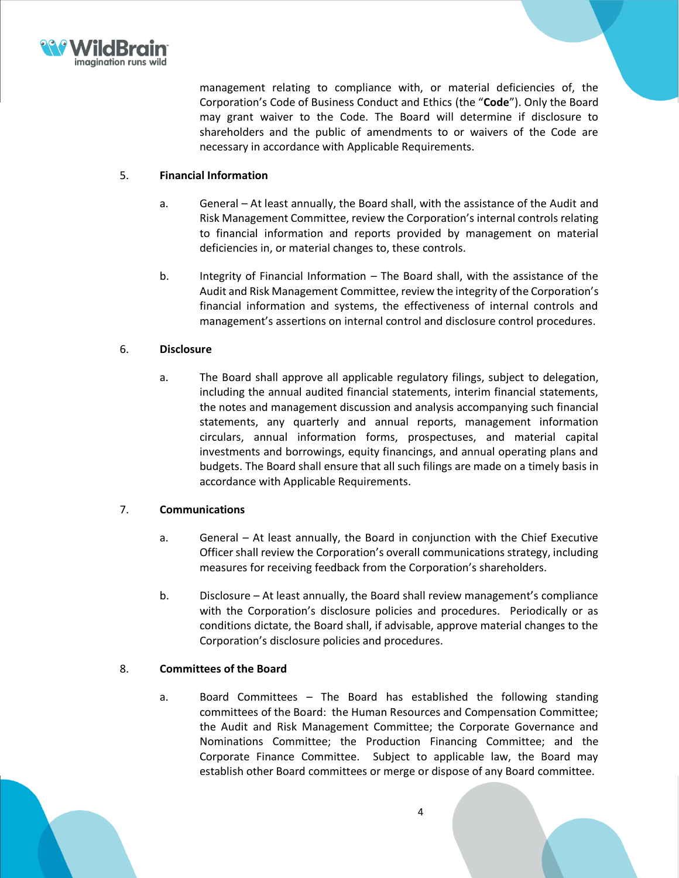management relating to compliance with, or material deficiencies of, the Corporation's Code of Business Conduct and Ethics (the "**Code**"). Only the Board may grant waiver to the Code. The Board will determine if disclosure to shareholders and the public of amendments to or waivers of the Code are necessary in accordance with Applicable Requirements.

5. **Financial Information**

   a. General – At least annually, the Board shall, with the assistance of the Audit and Risk Management Committee, review the Corporation's internal controls relating to financial information and reports provided by management on material deficiencies in, or material changes to, these controls.

   b. Integrity of Financial Information – The Board shall, with the assistance of the Audit and Risk Management Committee, review the integrity of the Corporation's financial information and systems, the effectiveness of internal controls and management's assertions on internal control and disclosure control procedures.

6. **Disclosure**

   a. The Board shall approve all applicable regulatory filings, subject to delegation, including the annual audited financial statements, interim financial statements, the notes and management discussion and analysis accompanying such financial statements, any quarterly and annual reports, management information circulars, annual information forms, prospectuses, and material capital investments and borrowings, equity financings, and annual operating plans and budgets. The Board shall ensure that all such filings are made on a timely basis in accordance with Applicable Requirements.

7. **Communications**

   a. General – At least annually, the Board in conjunction with the Chief Executive Officer shall review the Corporation's overall communications strategy, including measures for receiving feedback from the Corporation's shareholders.

   b. Disclosure – At least annually, the Board shall review management's compliance with the Corporation's disclosure policies and procedures. Periodically or as conditions dictate, the Board shall, if advisable, approve material changes to the Corporation's disclosure policies and procedures.

8. **Committees of the Board**

   a. Board Committees – The Board has established the following standing committees of the Board: the Human Resources and Compensation Committee; the Audit and Risk Management Committee; the Corporate Governance and Nominations Committee; the Production Financing Committee; and the Corporate Finance Committee. Subject to applicable law, the Board may establish other Board committees or merge or dispose of any Board committee.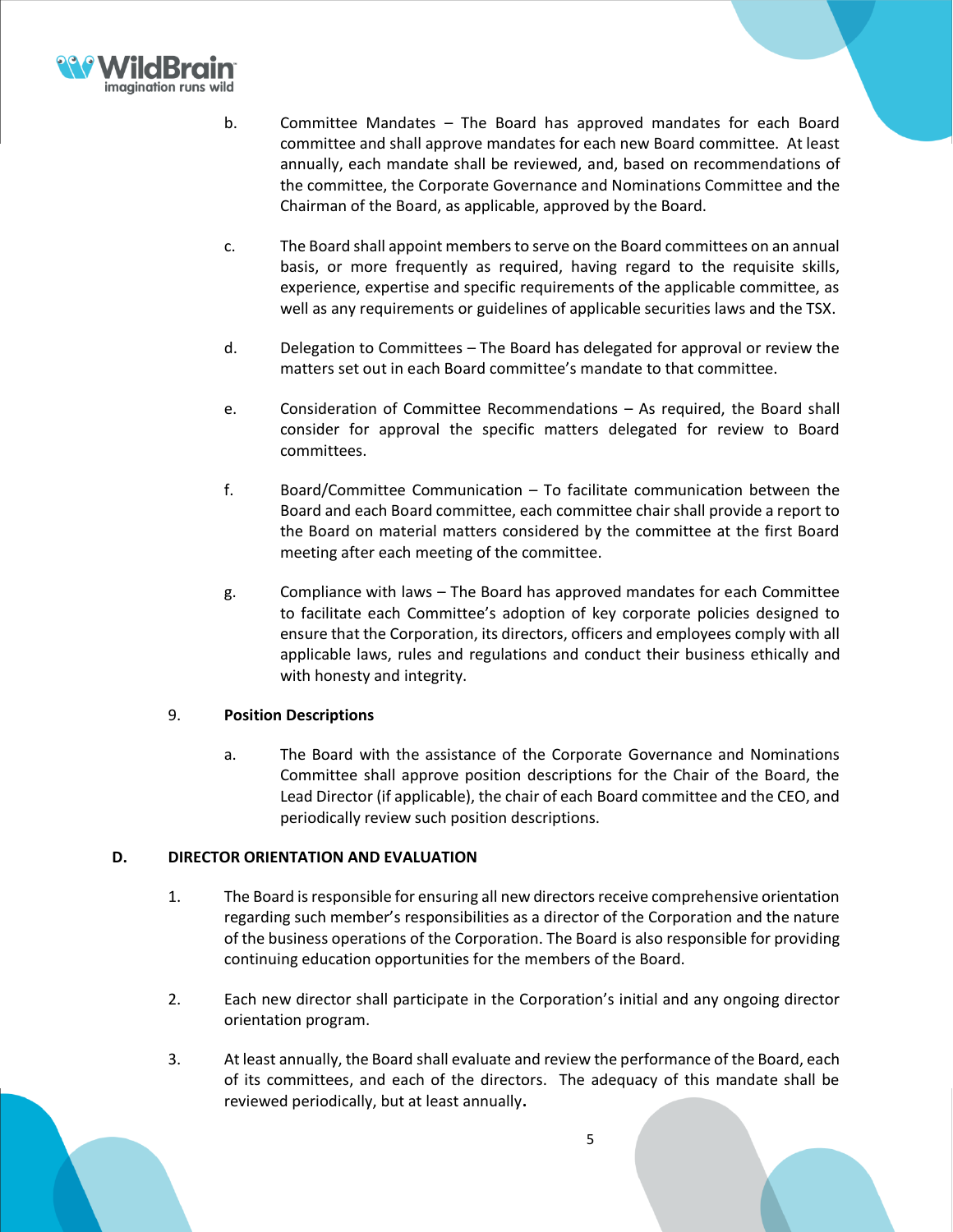b. Committee Mandates – The Board has approved mandates for each Board committee and shall approve mandates for each new Board committee. At least annually, each mandate shall be reviewed, and, based on recommendations of the committee, the Corporate Governance and Nominations Committee and the Chairman of the Board, as applicable, approved by the Board.

c. The Board shall appoint members to serve on the Board committees on an annual basis, or more frequently as required, having regard to the requisite skills, experience, expertise and specific requirements of the applicable committee, as well as any requirements or guidelines of applicable securities laws and the TSX.

d. Delegation to Committees – The Board has delegated for approval or review the matters set out in each Board committee's mandate to that committee.

e. Consideration of Committee Recommendations – As required, the Board shall consider for approval the specific matters delegated for review to Board committees.

f. Board/Committee Communication – To facilitate communication between the Board and each Board committee, each committee chair shall provide a report to the Board on material matters considered by the committee at the first Board meeting after each meeting of the committee.

g. Compliance with laws – The Board has approved mandates for each Committee to facilitate each Committee's adoption of key corporate policies designed to ensure that the Corporation, its directors, officers and employees comply with all applicable laws, rules and regulations and conduct their business ethically and with honesty and integrity.

9. **Position Descriptions**

a. The Board with the assistance of the Corporate Governance and Nominations Committee shall approve position descriptions for the Chair of the Board, the Lead Director (if applicable), the chair of each Board committee and the CEO, and periodically review such position descriptions.

## D. DIRECTOR ORIENTATION AND EVALUATION

1. The Board is responsible for ensuring all new directors receive comprehensive orientation regarding such member's responsibilities as a director of the Corporation and the nature of the business operations of the Corporation. The Board is also responsible for providing continuing education opportunities for the members of the Board.

2. Each new director shall participate in the Corporation's initial and any ongoing director orientation program.

3. At least annually, the Board shall evaluate and review the performance of the Board, each of its committees, and each of the directors. The adequacy of this mandate shall be reviewed periodically, but at least annually**.**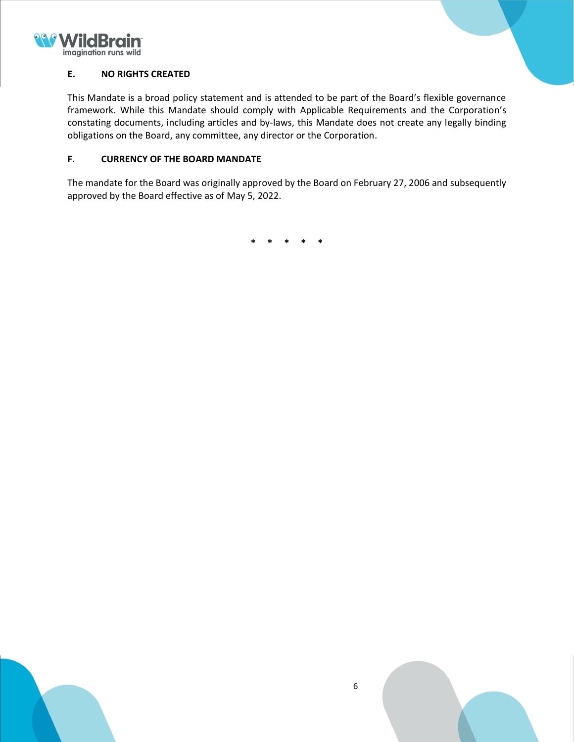## E. NO RIGHTS CREATED

This Mandate is a broad policy statement and is attended to be part of the Board's flexible governance framework. While this Mandate should comply with Applicable Requirements and the Corporation's constating documents, including articles and by-laws, this Mandate does not create any legally binding obligations on the Board, any committee, any director or the Corporation.

## F. CURRENCY OF THE BOARD MANDATE

The mandate for the Board was originally approved by the Board on February 27, 2006 and subsequently approved by the Board effective as of May 5, 2022.

\* \* \* \* \*